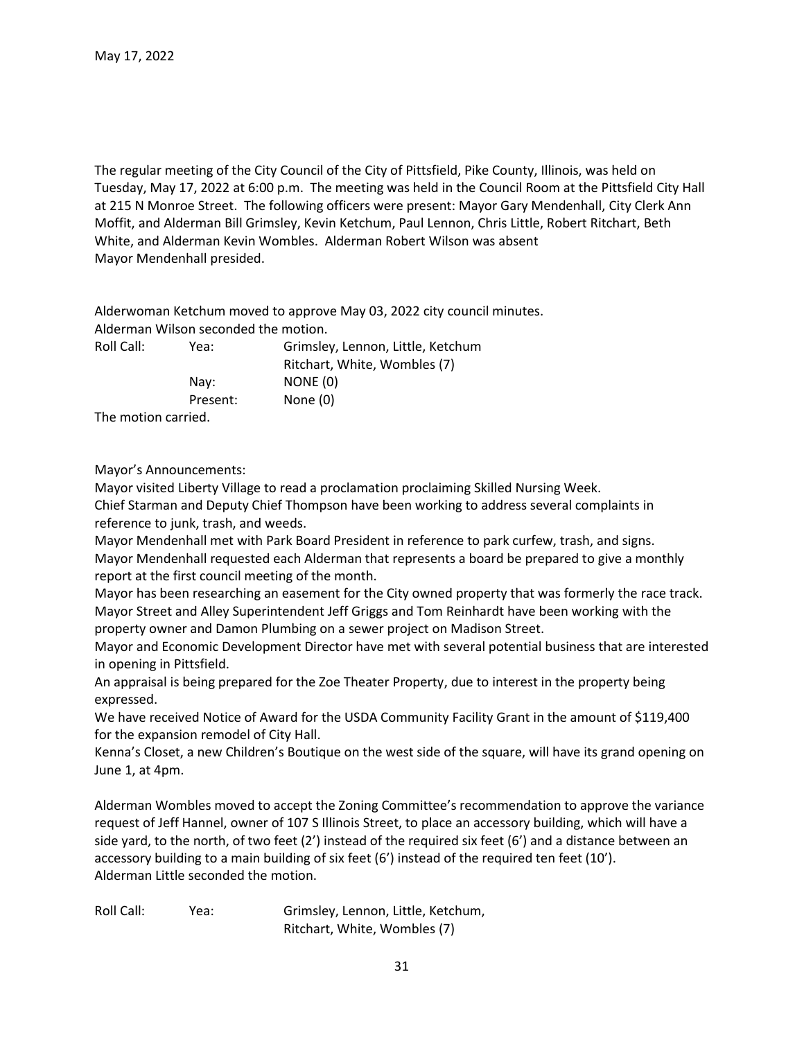May 17, 2022

The regular meeting of the City Council of the City of Pittsfield, Pike County, Illinois, was held on Tuesday, May 17, 2022 at 6:00 p.m. The meeting was held in the Council Room at the Pittsfield City Hall at 215 N Monroe Street. The following officers were present: Mayor Gary Mendenhall, City Clerk Ann Moffit, and Alderman Bill Grimsley, Kevin Ketchum, Paul Lennon, Chris Little, Robert Ritchart, Beth White, and Alderman Kevin Wombles. Alderman Robert Wilson was absent
Mayor Mendenhall presided.

Alderwoman Ketchum moved to approve May 03, 2022 city council minutes.
Alderman Wilson seconded the motion.

| Roll Call: | Yea: | Grimsley, Lennon, Little, Ketchum Ritchart, White, Wombles (7) |
|---|---|---|
| | Nay: | NONE (0) |
| | Present: | None (0) |

The motion carried.

Mayor's Announcements:
Mayor visited Liberty Village to read a proclamation proclaiming Skilled Nursing Week.
Chief Starman and Deputy Chief Thompson have been working to address several complaints in reference to junk, trash, and weeds.
Mayor Mendenhall met with Park Board President in reference to park curfew, trash, and signs.
Mayor Mendenhall requested each Alderman that represents a board be prepared to give a monthly report at the first council meeting of the month.
Mayor has been researching an easement for the City owned property that was formerly the race track.
Mayor Street and Alley Superintendent Jeff Griggs and Tom Reinhardt have been working with the property owner and Damon Plumbing on a sewer project on Madison Street.
Mayor and Economic Development Director have met with several potential business that are interested in opening in Pittsfield.
An appraisal is being prepared for the Zoe Theater Property, due to interest in the property being expressed.
We have received Notice of Award for the USDA Community Facility Grant in the amount of $119,400 for the expansion remodel of City Hall.
Kenna's Closet, a new Children's Boutique on the west side of the square, will have its grand opening on June 1, at 4pm.

Alderman Wombles moved to accept the Zoning Committee's recommendation to approve the variance request of Jeff Hannel, owner of 107 S Illinois Street, to place an accessory building, which will have a side yard, to the north, of two feet (2') instead of the required six feet (6') and a distance between an accessory building to a main building of six feet (6') instead of the required ten feet (10').
Alderman Little seconded the motion.

| Roll Call: | Yea: | Grimsley, Lennon, Little, Ketchum, Ritchart, White, Wombles (7) |
|---|---|---|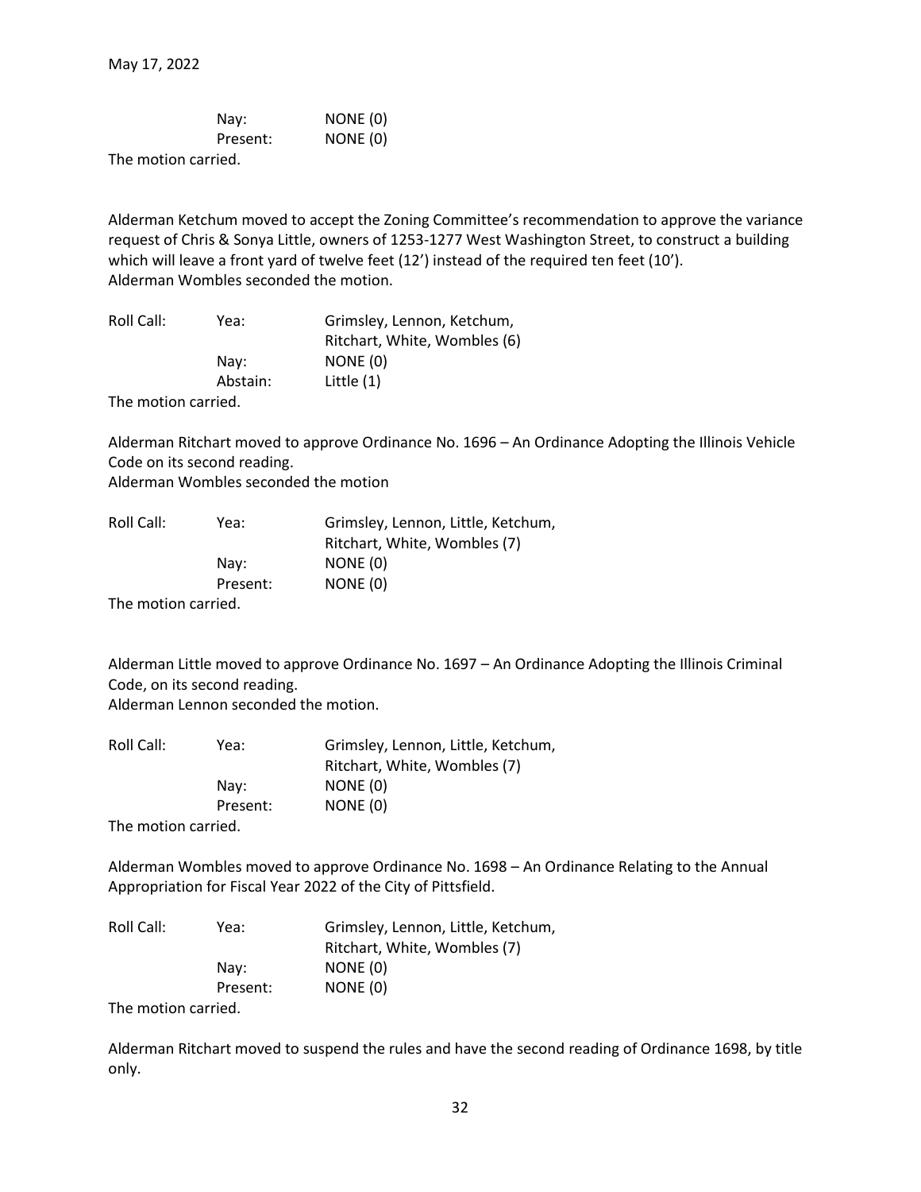| | | |
|---|---|---|
| | Nay: | NONE (0) |
| | Present: | NONE (0) |

The motion carried.

Alderman Ketchum moved to accept the Zoning Committee's recommendation to approve the variance request of Chris & Sonya Little, owners of 1253-1277 West Washington Street, to construct a building which will leave a front yard of twelve feet (12') instead of the required ten feet (10').
Alderman Wombles seconded the motion.

| | | |
|---|---|---|
| Roll Call: | Yea: | Grimsley, Lennon, Ketchum, Ritchart, White, Wombles (6) |
| | Nay: | NONE (0) |
| | Abstain: | Little (1) |

The motion carried.

Alderman Ritchart moved to approve Ordinance No. 1696 – An Ordinance Adopting the Illinois Vehicle Code on its second reading.
Alderman Wombles seconded the motion

| | | |
|---|---|---|
| Roll Call: | Yea: | Grimsley, Lennon, Little, Ketchum, Ritchart, White, Wombles (7) |
| | Nay: | NONE (0) |
| | Present: | NONE (0) |

The motion carried.

Alderman Little moved to approve Ordinance No. 1697 – An Ordinance Adopting the Illinois Criminal Code, on its second reading.
Alderman Lennon seconded the motion.

| | | |
|---|---|---|
| Roll Call: | Yea: | Grimsley, Lennon, Little, Ketchum, Ritchart, White, Wombles (7) |
| | Nay: | NONE (0) |
| | Present: | NONE (0) |

The motion carried.

Alderman Wombles moved to approve Ordinance No. 1698 – An Ordinance Relating to the Annual Appropriation for Fiscal Year 2022 of the City of Pittsfield.

| | | |
|---|---|---|
| Roll Call: | Yea: | Grimsley, Lennon, Little, Ketchum, Ritchart, White, Wombles (7) |
| | Nay: | NONE (0) |
| | Present: | NONE (0) |

The motion carried.

Alderman Ritchart moved to suspend the rules and have the second reading of Ordinance 1698, by title only.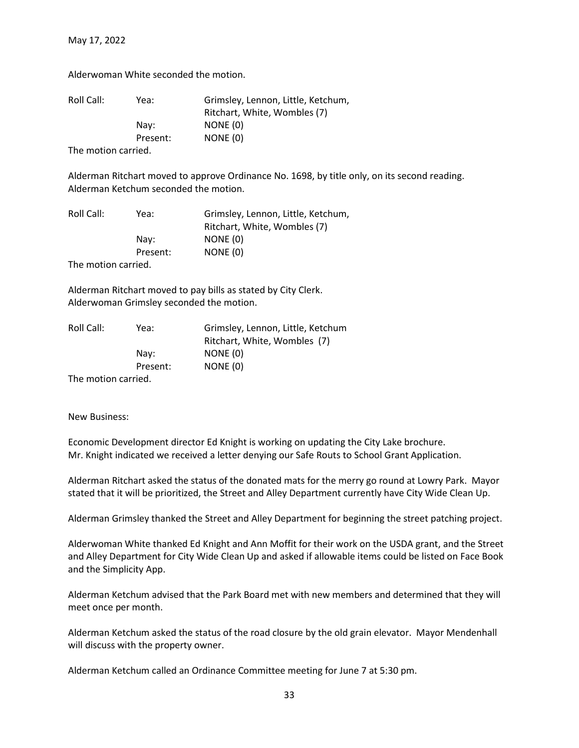May 17, 2022

Alderwoman White seconded the motion.

| Roll Call: | Yea: | Grimsley, Lennon, Little, Ketchum, Ritchart, White, Wombles (7) |
|---|---|---|
| | Nay: | NONE (0) |
| | Present: | NONE (0) |

The motion carried.

Alderman Ritchart moved to approve Ordinance No. 1698, by title only, on its second reading.
Alderman Ketchum seconded the motion.

| Roll Call: | Yea: | Grimsley, Lennon, Little, Ketchum, Ritchart, White, Wombles (7) |
|---|---|---|
| | Nay: | NONE (0) |
| | Present: | NONE (0) |

The motion carried.

Alderman Ritchart moved to pay bills as stated by City Clerk.
Alderwoman Grimsley seconded the motion.

| Roll Call: | Yea: | Grimsley, Lennon, Little, Ketchum Ritchart, White, Wombles (7) |
|---|---|---|
| | Nay: | NONE (0) |
| | Present: | NONE (0) |

The motion carried.

New Business:

Economic Development director Ed Knight is working on updating the City Lake brochure.
Mr. Knight indicated we received a letter denying our Safe Routs to School Grant Application.

Alderman Ritchart asked the status of the donated mats for the merry go round at Lowry Park. Mayor stated that it will be prioritized, the Street and Alley Department currently have City Wide Clean Up.

Alderman Grimsley thanked the Street and Alley Department for beginning the street patching project.

Alderwoman White thanked Ed Knight and Ann Moffit for their work on the USDA grant, and the Street and Alley Department for City Wide Clean Up and asked if allowable items could be listed on Face Book and the Simplicity App.

Alderman Ketchum advised that the Park Board met with new members and determined that they will meet once per month.

Alderman Ketchum asked the status of the road closure by the old grain elevator. Mayor Mendenhall will discuss with the property owner.

Alderman Ketchum called an Ordinance Committee meeting for June 7 at 5:30 pm.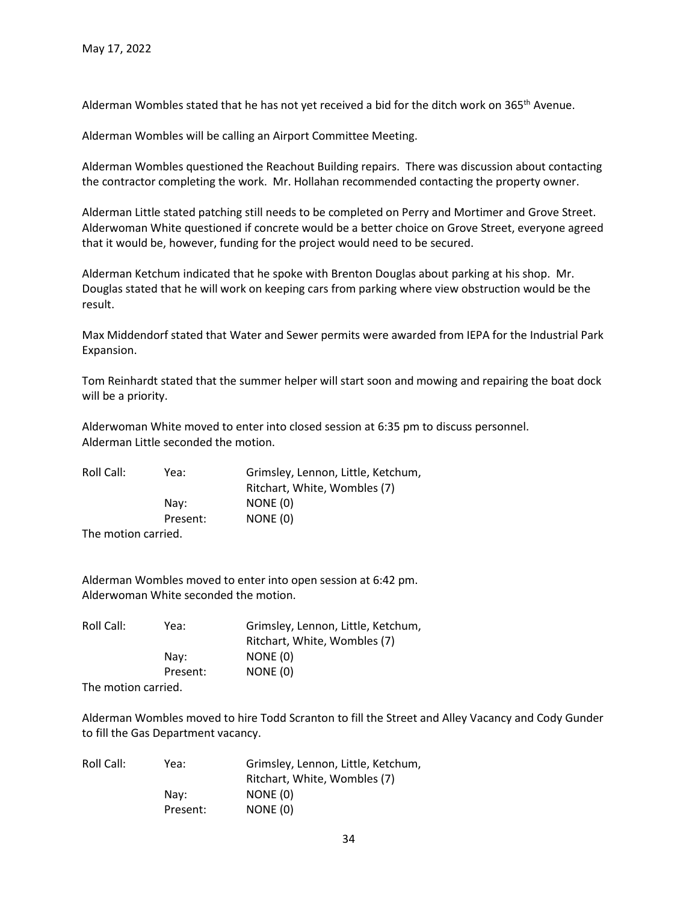Alderman Wombles stated that he has not yet received a bid for the ditch work on 365th Avenue.

Alderman Wombles will be calling an Airport Committee Meeting.

Alderman Wombles questioned the Reachout Building repairs. There was discussion about contacting the contractor completing the work. Mr. Hollahan recommended contacting the property owner.

Alderman Little stated patching still needs to be completed on Perry and Mortimer and Grove Street. Alderwoman White questioned if concrete would be a better choice on Grove Street, everyone agreed that it would be, however, funding for the project would need to be secured.

Alderman Ketchum indicated that he spoke with Brenton Douglas about parking at his shop. Mr. Douglas stated that he will work on keeping cars from parking where view obstruction would be the result.

Max Middendorf stated that Water and Sewer permits were awarded from IEPA for the Industrial Park Expansion.

Tom Reinhardt stated that the summer helper will start soon and mowing and repairing the boat dock will be a priority.

Alderwoman White moved to enter into closed session at 6:35 pm to discuss personnel.
Alderman Little seconded the motion.

| Roll Call: | Yea: | Grimsley, Lennon, Little, Ketchum, Ritchart, White, Wombles (7) |
|---|---|---|
| | Nay: | NONE (0) |
| | Present: | NONE (0) |

The motion carried.

Alderman Wombles moved to enter into open session at 6:42 pm.
Alderwoman White seconded the motion.

| Roll Call: | Yea: | Grimsley, Lennon, Little, Ketchum, Ritchart, White, Wombles (7) |
|---|---|---|
| | Nay: | NONE (0) |
| | Present: | NONE (0) |

The motion carried.

Alderman Wombles moved to hire Todd Scranton to fill the Street and Alley Vacancy and Cody Gunder to fill the Gas Department vacancy.

| Roll Call: | Yea: | Grimsley, Lennon, Little, Ketchum, Ritchart, White, Wombles (7) |
|---|---|---|
| | Nay: | NONE (0) |
| | Present: | NONE (0) |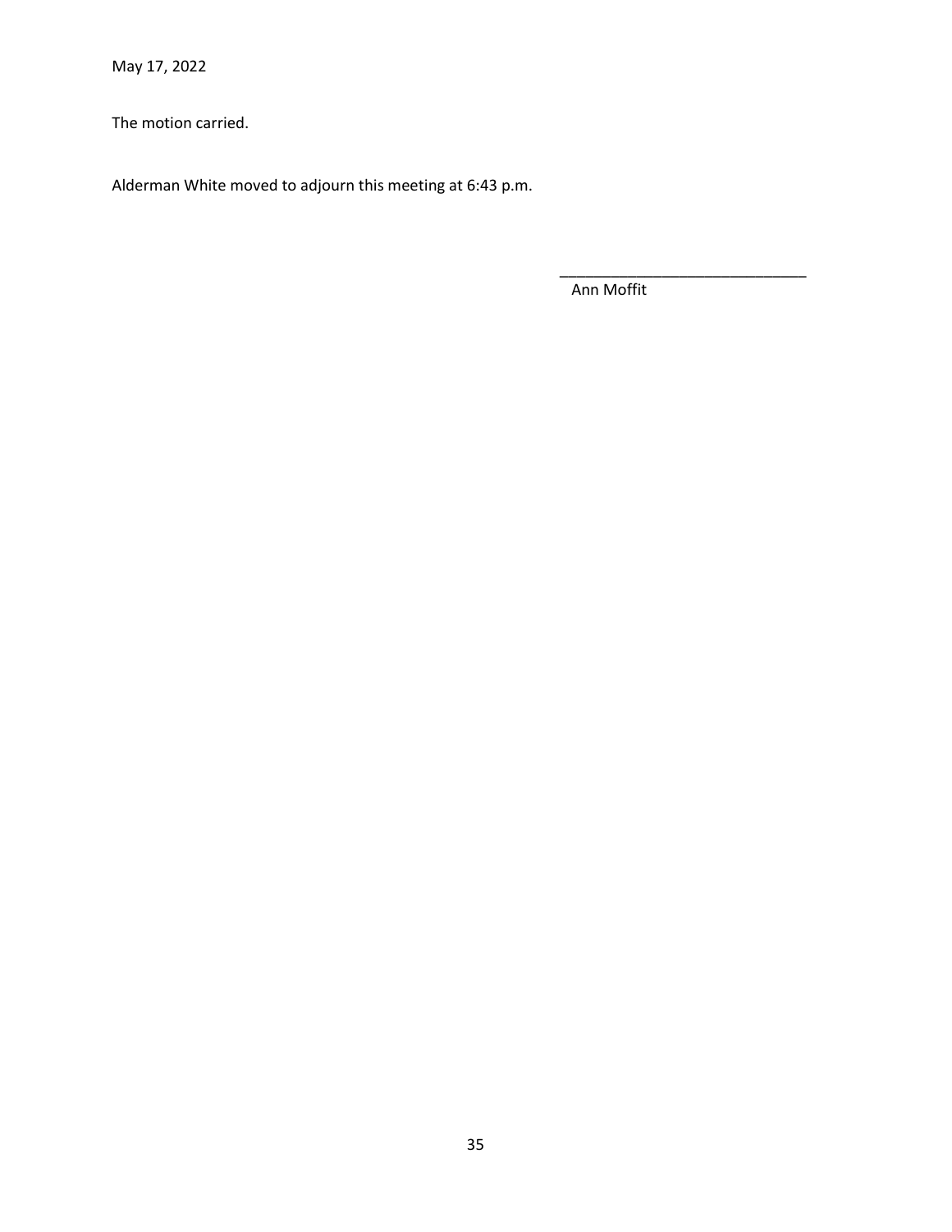The motion carried.

Alderman White moved to adjourn this meeting at 6:43 p.m.

_____________________________

Ann Moffit